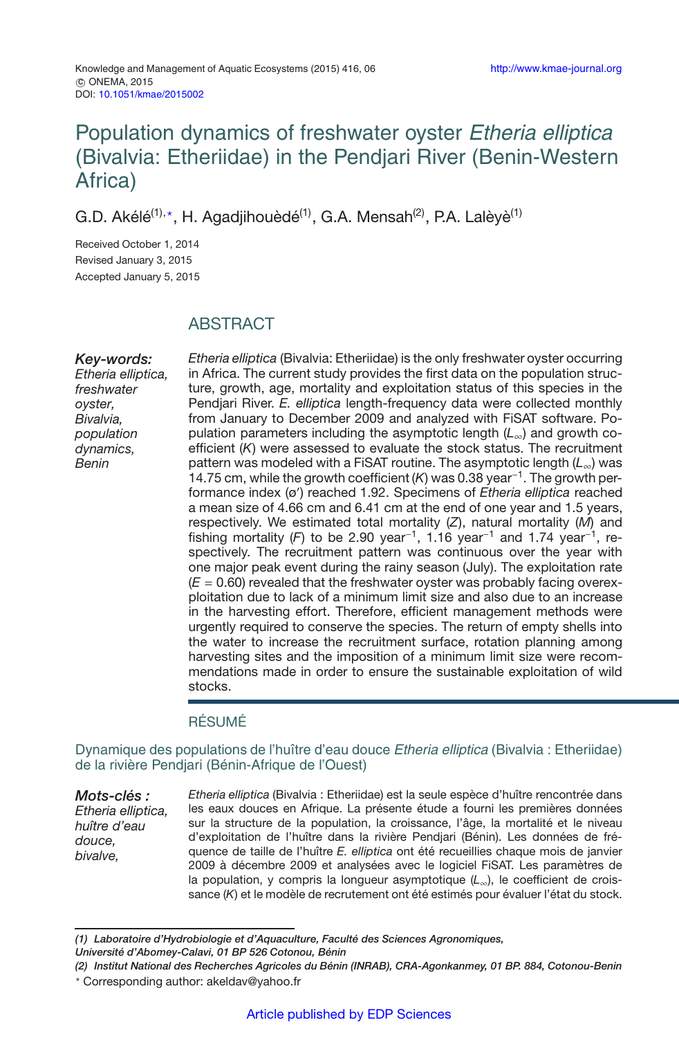# Population dynamics of freshwater oyster *Etheria elliptica* (Bivalvia: Etheriidae) in the Pendjari River (Benin-Western Africa)

G.D. Akélé[(1),*], H. Agadjihouèdé[(1)], G.A. Mensah[(2)], P.A. Lalèyè[(1)]

Received October 1, 2014
Revised January 3, 2015
Accepted January 5, 2015

## ABSTRACT

**Key-words:** *Etheria elliptica, freshwater oyster, Bivalvia, population dynamics, Benin*

*Etheria elliptica* (Bivalvia: Etheriidae) is the only freshwater oyster occurring in Africa. The current study provides the first data on the population structure, growth, age, mortality and exploitation status of this species in the Pendjari River. *E. elliptica* length-frequency data were collected monthly from January to December 2009 and analyzed with FiSAT software. Population parameters including the asymptotic length ($L_\infty$) and growth coefficient ($K$) were assessed to evaluate the stock status. The recruitment pattern was modeled with a FiSAT routine. The asymptotic length ($L_\infty$) was 14.75 cm, while the growth coefficient ($K$) was 0.38 year$^{-1}$. The growth performance index ($\phi'$) reached 1.92. Specimens of *Etheria elliptica* reached a mean size of 4.66 cm and 6.41 cm at the end of one year and 1.5 years, respectively. We estimated total mortality ($Z$), natural mortality ($M$) and fishing mortality ($F$) to be 2.90 year$^{-1}$, 1.16 year$^{-1}$ and 1.74 year$^{-1}$, respectively. The recruitment pattern was continuous over the year with one major peak event during the rainy season (July). The exploitation rate ($E = 0.60$) revealed that the freshwater oyster was probably facing overexploitation due to lack of a minimum limit size and also due to an increase in the harvesting effort. Therefore, efficient management methods were urgently required to conserve the species. The return of empty shells into the water to increase the recruitment surface, rotation planning among harvesting sites and the imposition of a minimum limit size were recommendations made in order to ensure the sustainable exploitation of wild stocks.

## RÉSUMÉ

### Dynamique des populations de l'huître d'eau douce *Etheria elliptica* (Bivalvia : Etheriidae) de la rivière Pendjari (Bénin-Afrique de l'Ouest)

**Mots-clés :** *Etheria elliptica, huître d'eau douce, bivalve,*

*Etheria elliptica* (Bivalvia : Etheriidae) est la seule espèce d'huître rencontrée dans les eaux douces en Afrique. La présente étude a fourni les premières données sur la structure de la population, la croissance, l'âge, la mortalité et le niveau d'exploitation de l'huître dans la rivière Pendjari (Bénin). Les données de fréquence de taille de l'huître *E. elliptica* ont été recueillies chaque mois de janvier 2009 à décembre 2009 et analysées avec le logiciel FiSAT. Les paramètres de la population, y compris la longueur asymptotique ($L_\infty$), le coefficient de croissance ($K$) et le modèle de recrutement ont été estimés pour évaluer l'état du stock.

---

*(1) Laboratoire d'Hydrobiologie et d'Aquaculture, Faculté des Sciences Agronomiques, Université d'Abomey-Calavi, 01 BP 526 Cotonou, Bénin*

*(2) Institut National des Recherches Agricoles du Bénin (INRAB), CRA-Agonkanmey, 01 BP. 884, Cotonou-Benin*

\* Corresponding author: akeldav@yahoo.fr

Article published by EDP Sciences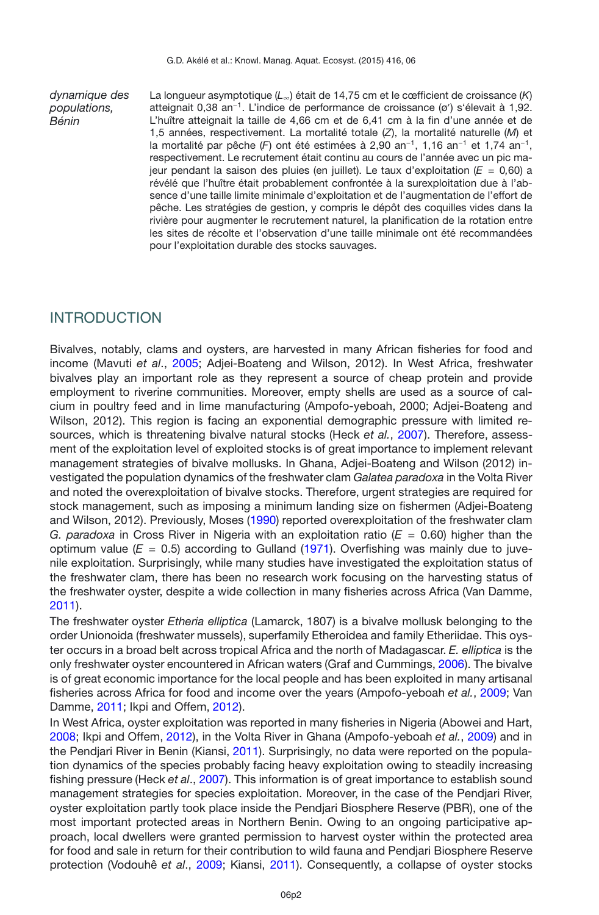*dynamique des populations, Bénin*

La longueur asymptotique ($L_\infty$) était de 14,75 cm et le cœfficient de croissance ($K$) atteignait 0,38 an$^{-1}$. L'indice de performance de croissance ($\phi'$) s'élevait à 1,92. L'huître atteignait la taille de 4,66 cm et de 6,41 cm à la fin d'une année et de 1,5 années, respectivement. La mortalité totale ($Z$), la mortalité naturelle ($M$) et la mortalité par pêche ($F$) ont été estimées à 2,90 an$^{-1}$, 1,16 an$^{-1}$ et 1,74 an$^{-1}$, respectivement. Le recrutement était continu au cours de l'année avec un pic majeur pendant la saison des pluies (en juillet). Le taux d'exploitation ($E$ = 0,60) a révélé que l'huître était probablement confrontée à la surexploitation due à l'absence d'une taille limite minimale d'exploitation et de l'augmentation de l'effort de pêche. Les stratégies de gestion, y compris le dépôt des coquilles vides dans la rivière pour augmenter le recrutement naturel, la planification de la rotation entre les sites de récolte et l'observation d'une taille minimale ont été recommandées pour l'exploitation durable des stocks sauvages.

## INTRODUCTION

Bivalves, notably, clams and oysters, are harvested in many African fisheries for food and income (Mavuti *et al*., 2005; Adjei-Boateng and Wilson, 2012). In West Africa, freshwater bivalves play an important role as they represent a source of cheap protein and provide employment to riverine communities. Moreover, empty shells are used as a source of calcium in poultry feed and in lime manufacturing (Ampofo-yeboah, 2000; Adjei-Boateng and Wilson, 2012). This region is facing an exponential demographic pressure with limited resources, which is threatening bivalve natural stocks (Heck *et al.*, 2007). Therefore, assessment of the exploitation level of exploited stocks is of great importance to implement relevant management strategies of bivalve mollusks. In Ghana, Adjei-Boateng and Wilson (2012) investigated the population dynamics of the freshwater clam *Galatea paradoxa* in the Volta River and noted the overexploitation of bivalve stocks. Therefore, urgent strategies are required for stock management, such as imposing a minimum landing size on fishermen (Adjei-Boateng and Wilson, 2012). Previously, Moses (1990) reported overexploitation of the freshwater clam *G. paradoxa* in Cross River in Nigeria with an exploitation ratio ($E$ = 0.60) higher than the optimum value ($E$ = 0.5) according to Gulland (1971). Overfishing was mainly due to juvenile exploitation. Surprisingly, while many studies have investigated the exploitation status of the freshwater clam, there has been no research work focusing on the harvesting status of the freshwater oyster, despite a wide collection in many fisheries across Africa (Van Damme, 2011).

The freshwater oyster *Etheria elliptica* (Lamarck, 1807) is a bivalve mollusk belonging to the order Unionoida (freshwater mussels), superfamily Etheroidea and family Etheriidae. This oyster occurs in a broad belt across tropical Africa and the north of Madagascar. *E. elliptica* is the only freshwater oyster encountered in African waters (Graf and Cummings, 2006). The bivalve is of great economic importance for the local people and has been exploited in many artisanal fisheries across Africa for food and income over the years (Ampofo-yeboah *et al.*, 2009; Van Damme, 2011; Ikpi and Offem, 2012).

In West Africa, oyster exploitation was reported in many fisheries in Nigeria (Abowei and Hart, 2008; Ikpi and Offem, 2012), in the Volta River in Ghana (Ampofo-yeboah *et al.*, 2009) and in the Pendjari River in Benin (Kiansi, 2011). Surprisingly, no data were reported on the population dynamics of the species probably facing heavy exploitation owing to steadily increasing fishing pressure (Heck *et al*., 2007). This information is of great importance to establish sound management strategies for species exploitation. Moreover, in the case of the Pendjari River, oyster exploitation partly took place inside the Pendjari Biosphere Reserve (PBR), one of the most important protected areas in Northern Benin. Owing to an ongoing participative approach, local dwellers were granted permission to harvest oyster within the protected area for food and sale in return for their contribution to wild fauna and Pendjari Biosphere Reserve protection (Vodouhê *et al*., 2009; Kiansi, 2011). Consequently, a collapse of oyster stocks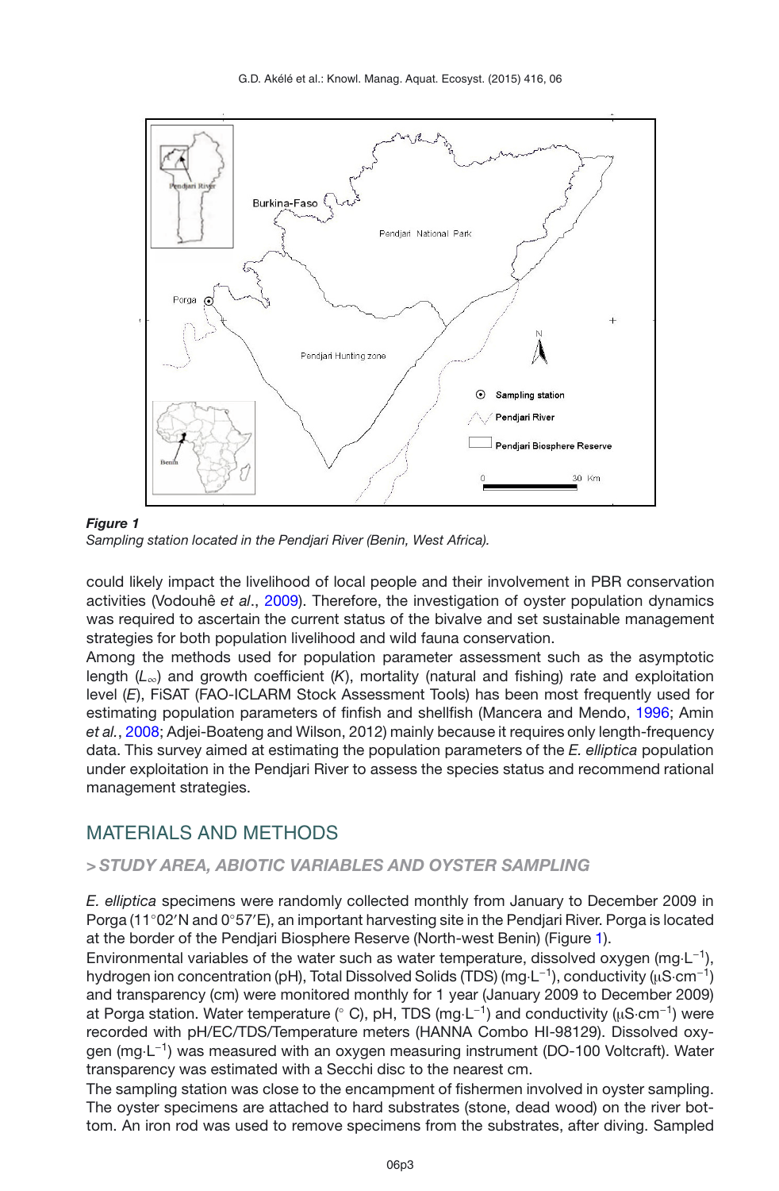**Figure 1**
*Sampling station located in the Pendjari River (Benin, West Africa).*

could likely impact the livelihood of local people and their involvement in PBR conservation activities (Vodouhê *et al*., 2009). Therefore, the investigation of oyster population dynamics was required to ascertain the current status of the bivalve and set sustainable management strategies for both population livelihood and wild fauna conservation.

Among the methods used for population parameter assessment such as the asymptotic length ($L_\infty$) and growth coefficient ($K$), mortality (natural and fishing) rate and exploitation level ($E$), FiSAT (FAO-ICLARM Stock Assessment Tools) has been most frequently used for estimating population parameters of finfish and shellfish (Mancera and Mendo, 1996; Amin *et al.*, 2008; Adjei-Boateng and Wilson, 2012) mainly because it requires only length-frequency data. This survey aimed at estimating the population parameters of the *E. elliptica* population under exploitation in the Pendjari River to assess the species status and recommend rational management strategies.

## MATERIALS AND METHODS

### > STUDY AREA, ABIOTIC VARIABLES AND OYSTER SAMPLING

*E. elliptica* specimens were randomly collected monthly from January to December 2009 in Porga (11°02′N and 0°57′E), an important harvesting site in the Pendjari River. Porga is located at the border of the Pendjari Biosphere Reserve (North-west Benin) (Figure 1).

Environmental variables of the water such as water temperature, dissolved oxygen (mg·L$^{-1}$), hydrogen ion concentration (pH), Total Dissolved Solids (TDS) (mg·L$^{-1}$), conductivity (μS·cm$^{-1}$) and transparency (cm) were monitored monthly for 1 year (January 2009 to December 2009) at Porga station. Water temperature (° C), pH, TDS (mg·L$^{-1}$) and conductivity (μS·cm$^{-1}$) were recorded with pH/EC/TDS/Temperature meters (HANNA Combo HI-98129). Dissolved oxygen (mg·L$^{-1}$) was measured with an oxygen measuring instrument (DO-100 Voltcraft). Water transparency was estimated with a Secchi disc to the nearest cm.

The sampling station was close to the encampment of fishermen involved in oyster sampling. The oyster specimens are attached to hard substrates (stone, dead wood) on the river bottom. An iron rod was used to remove specimens from the substrates, after diving. Sampled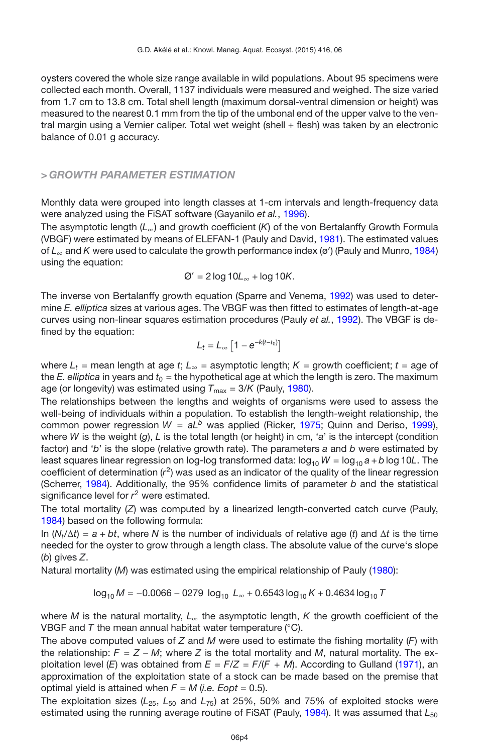oysters covered the whole size range available in wild populations. About 95 specimens were collected each month. Overall, 1137 individuals were measured and weighed. The size varied from 1.7 cm to 13.8 cm. Total shell length (maximum dorsal-ventral dimension or height) was measured to the nearest 0.1 mm from the tip of the umbonal end of the upper valve to the ventral margin using a Vernier caliper. Total wet weight (shell + flesh) was taken by an electronic balance of 0.01 g accuracy.

## > *GROWTH PARAMETER ESTIMATION*

Monthly data were grouped into length classes at 1-cm intervals and length-frequency data were analyzed using the FiSAT software (Gayanilo *et al.*, 1996).

The asymptotic length ($L_\infty$) and growth coefficient ($K$) of the von Bertalanffy Growth Formula (VBGF) were estimated by means of ELEFAN-1 (Pauly and David, 1981). The estimated values of $L_\infty$ and $K$ were used to calculate the growth performance index (ø′) (Pauly and Munro, 1984) using the equation:

$$Ø' = 2 \log 10 L_\infty + \log 10 K.$$

The inverse von Bertalanffy growth equation (Sparre and Venema, 1992) was used to determine *E. elliptica* sizes at various ages. The VBGF was then fitted to estimates of length-at-age curves using non-linear squares estimation procedures (Pauly *et al.*, 1992). The VBGF is defined by the equation:

$$L_t = L_\infty \left[1 - e^{-k(t-t_0)}\right]$$

where $L_t$ = mean length at age $t$; $L_\infty$ = asymptotic length; $K$ = growth coefficient; $t$ = age of the *E. elliptica* in years and $t_0$ = the hypothetical age at which the length is zero. The maximum age (or longevity) was estimated using $T_{\max} = 3/K$ (Pauly, 1980).

The relationships between the lengths and weights of organisms were used to assess the well-being of individuals within a population. To establish the length-weight relationship, the common power regression $W = aL^b$ was applied (Ricker, 1975; Quinn and Deriso, 1999), where $W$ is the weight ($g$), $L$ is the total length (or height) in cm, '$a$' is the intercept (condition factor) and '$b$' is the slope (relative growth rate). The parameters $a$ and $b$ were estimated by least squares linear regression on log-log transformed data: $\log_{10} W = \log_{10} a + b \log 10 L$. The coefficient of determination ($r^2$) was used as an indicator of the quality of the linear regression (Scherrer, 1984). Additionally, the 95% confidence limits of parameter $b$ and the statistical significance level for $r^2$ were estimated.

The total mortality ($Z$) was computed by a linearized length-converted catch curve (Pauly, 1984) based on the following formula:

$\ln (N_t/\Delta t) = a + bt$, where $N$ is the number of individuals of relative age ($t$) and $\Delta t$ is the time needed for the oyster to grow through a length class. The absolute value of the curve's slope ($b$) gives $Z$.

Natural mortality ($M$) was estimated using the empirical relationship of Pauly (1980):

$$\log_{10} M = -0.0066 - 0279 \ \log_{10} \ L_\infty + 0.6543 \log_{10} K + 0.4634 \log_{10} T$$

where $M$ is the natural mortality, $L_\infty$ the asymptotic length, $K$ the growth coefficient of the VBGF and $T$ the mean annual habitat water temperature (°C).

The above computed values of $Z$ and $M$ were used to estimate the fishing mortality ($F$) with the relationship: $F = Z - M$; where $Z$ is the total mortality and $M$, natural mortality. The exploitation level ($E$) was obtained from $E = F/Z = F/(F + M)$. According to Gulland (1971), an approximation of the exploitation state of a stock can be made based on the premise that optimal yield is attained when $F = M$ (*i.e. Eopt* = 0.5).

The exploitation sizes ($L_{25}$, $L_{50}$ and $L_{75}$) at 25%, 50% and 75% of exploited stocks were estimated using the running average routine of FiSAT (Pauly, 1984). It was assumed that $L_{50}$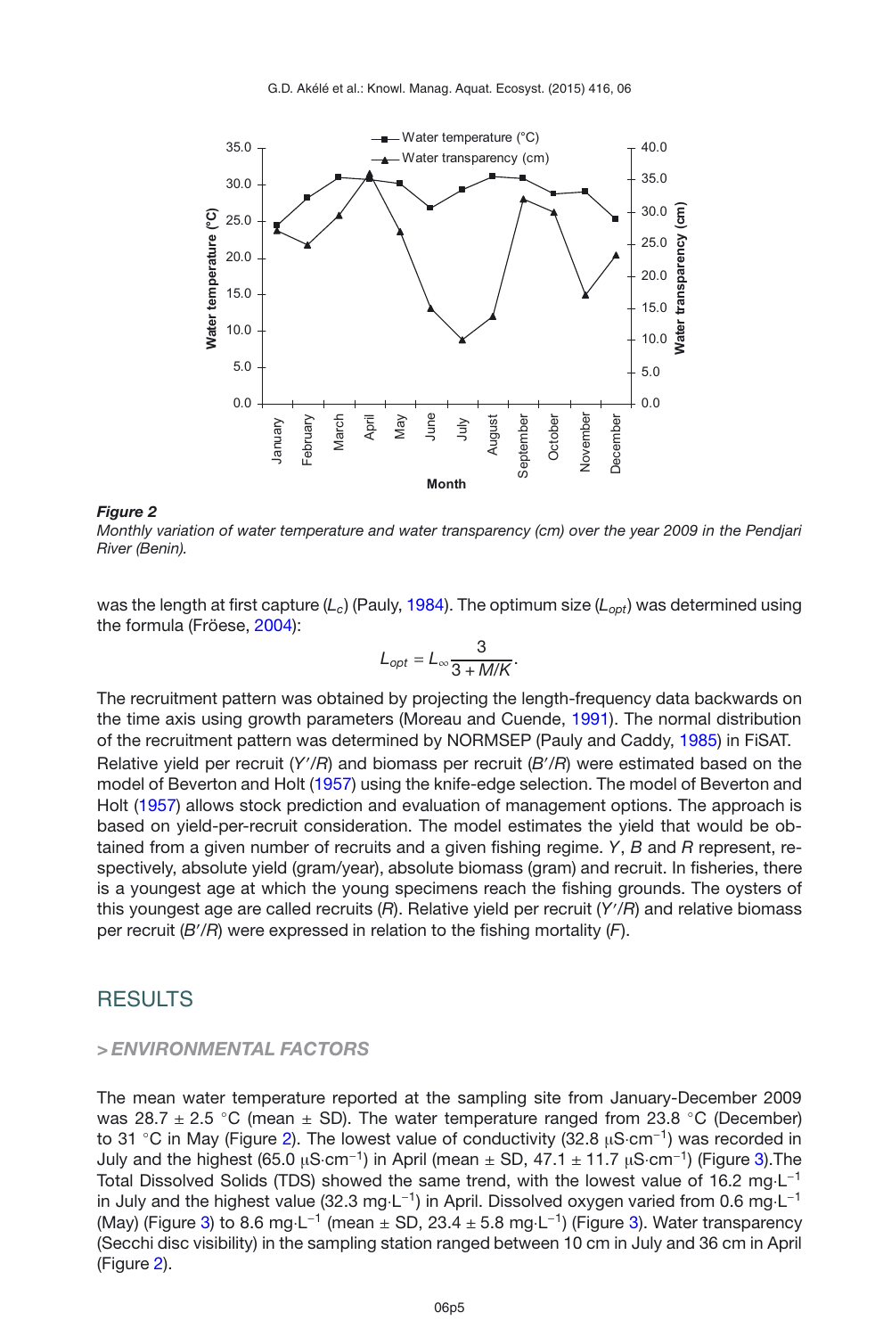*Figure 2*
*Monthly variation of water temperature and water transparency (cm) over the year 2009 in the Pendjari River (Benin).*

was the length at first capture ($L_c$) (Pauly, 1984). The optimum size ($L_{opt}$) was determined using the formula (Fröese, 2004):

$$L_{opt} = L_{\infty} \frac{3}{3 + M/K}.$$

The recruitment pattern was obtained by projecting the length-frequency data backwards on the time axis using growth parameters (Moreau and Cuende, 1991). The normal distribution of the recruitment pattern was determined by NORMSEP (Pauly and Caddy, 1985) in FiSAT.

Relative yield per recruit ($Y'/R$) and biomass per recruit ($B'/R$) were estimated based on the model of Beverton and Holt (1957) using the knife-edge selection. The model of Beverton and Holt (1957) allows stock prediction and evaluation of management options. The approach is based on yield-per-recruit consideration. The model estimates the yield that would be obtained from a given number of recruits and a given fishing regime. $Y$, $B$ and $R$ represent, respectively, absolute yield (gram/year), absolute biomass (gram) and recruit. In fisheries, there is a youngest age at which the young specimens reach the fishing grounds. The oysters of this youngest age are called recruits ($R$). Relative yield per recruit ($Y'/R$) and relative biomass per recruit ($B'/R$) were expressed in relation to the fishing mortality ($F$).

# RESULTS

## > *ENVIRONMENTAL FACTORS*

The mean water temperature reported at the sampling site from January-December 2009 was 28.7 ± 2.5 °C (mean ± SD). The water temperature ranged from 23.8 °C (December) to 31 °C in May (Figure 2). The lowest value of conductivity (32.8 $\mu S \cdot cm^{-1}$) was recorded in July and the highest (65.0 $\mu S \cdot cm^{-1}$) in April (mean ± SD, 47.1 ± 11.7 $\mu S \cdot cm^{-1}$) (Figure 3).The Total Dissolved Solids (TDS) showed the same trend, with the lowest value of 16.2 $mg \cdot L^{-1}$ in July and the highest value (32.3 $mg \cdot L^{-1}$) in April. Dissolved oxygen varied from 0.6 $mg \cdot L^{-1}$ (May) (Figure 3) to 8.6 $mg \cdot L^{-1}$ (mean ± SD, 23.4 ± 5.8 $mg \cdot L^{-1}$) (Figure 3). Water transparency (Secchi disc visibility) in the sampling station ranged between 10 cm in July and 36 cm in April (Figure 2).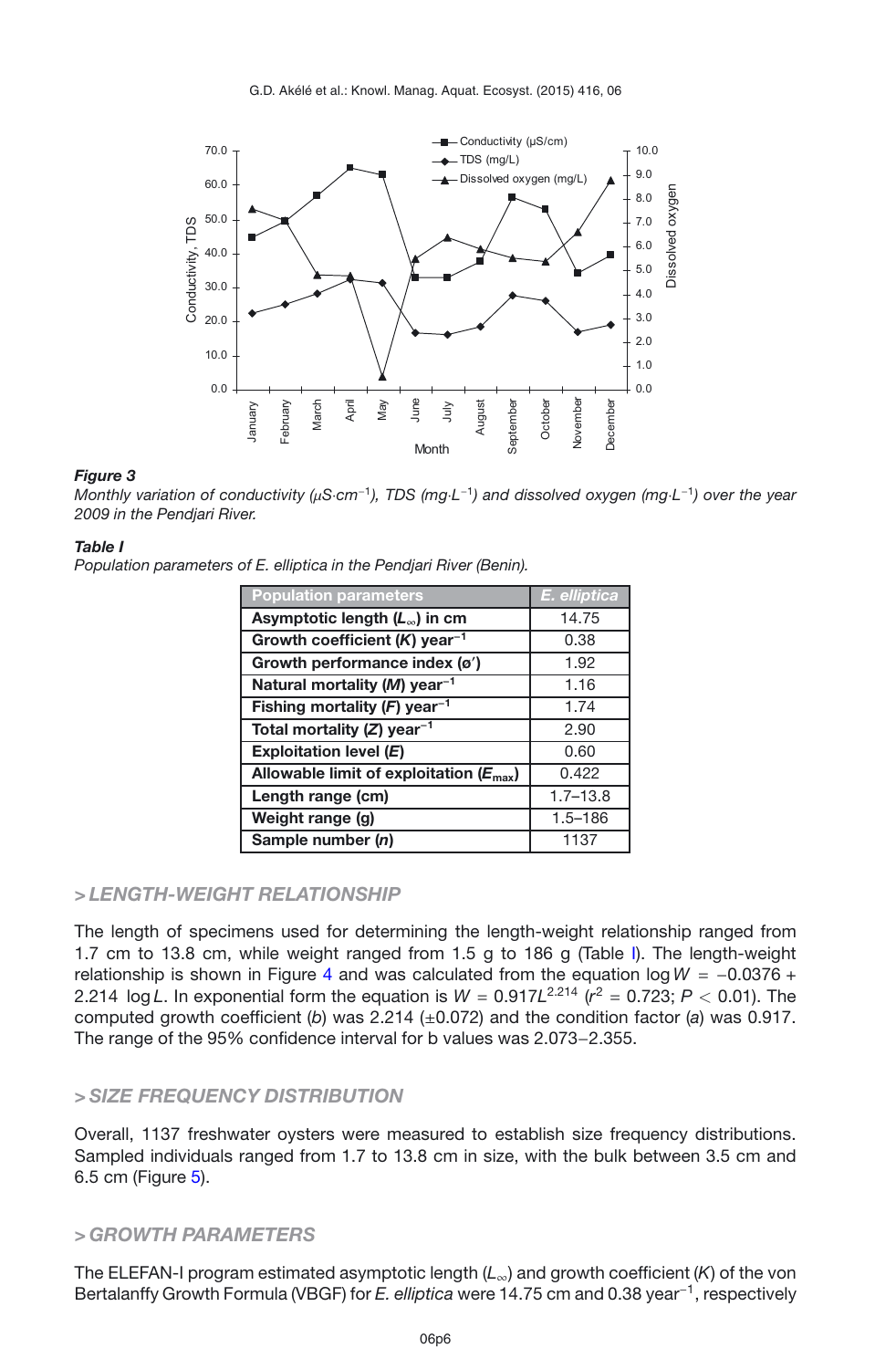*Figure 3*
*Monthly variation of conductivity ($\mu S \cdot cm^{-1}$), TDS ($mg \cdot L^{-1}$) and dissolved oxygen ($mg \cdot L^{-1}$) over the year 2009 in the Pendjari River.*

*Table I*
*Population parameters of E. elliptica in the Pendjari River (Benin).*

| Population parameters | *E. elliptica* |
|---|---|
| **Asymptotic length ($L_\infty$) in cm** | 14.75 |
| **Growth coefficient ($K$) year$^{-1}$** | 0.38 |
| **Growth performance index ($\phi'$)** | 1.92 |
| **Natural mortality ($M$) year$^{-1}$** | 1.16 |
| **Fishing mortality ($F$) year$^{-1}$** | 1.74 |
| **Total mortality ($Z$) year$^{-1}$** | 2.90 |
| **Exploitation level ($E$)** | 0.60 |
| **Allowable limit of exploitation ($E_{max}$)** | 0.422 |
| **Length range (cm)** | 1.7–13.8 |
| **Weight range (g)** | 1.5–186 |
| **Sample number ($n$)** | 1137 |

## > LENGTH-WEIGHT RELATIONSHIP

The length of specimens used for determining the length-weight relationship ranged from 1.7 cm to 13.8 cm, while weight ranged from 1.5 g to 186 g (Table I). The length-weight relationship is shown in Figure 4 and was calculated from the equation $\log W = -0.0376 + 2.214 \log L$. In exponential form the equation is $W = 0.917L^{2.214}$ ($r^2 = 0.723$; $P < 0.01$). The computed growth coefficient ($b$) was 2.214 (±0.072) and the condition factor ($a$) was 0.917. The range of the 95% confidence interval for b values was 2.073–2.355.

## > SIZE FREQUENCY DISTRIBUTION

Overall, 1137 freshwater oysters were measured to establish size frequency distributions. Sampled individuals ranged from 1.7 to 13.8 cm in size, with the bulk between 3.5 cm and 6.5 cm (Figure 5).

## > GROWTH PARAMETERS

The ELEFAN-I program estimated asymptotic length ($L_\infty$) and growth coefficient ($K$) of the von Bertalanffy Growth Formula (VBGF) for *E. elliptica* were 14.75 cm and 0.38 year$^{-1}$, respectively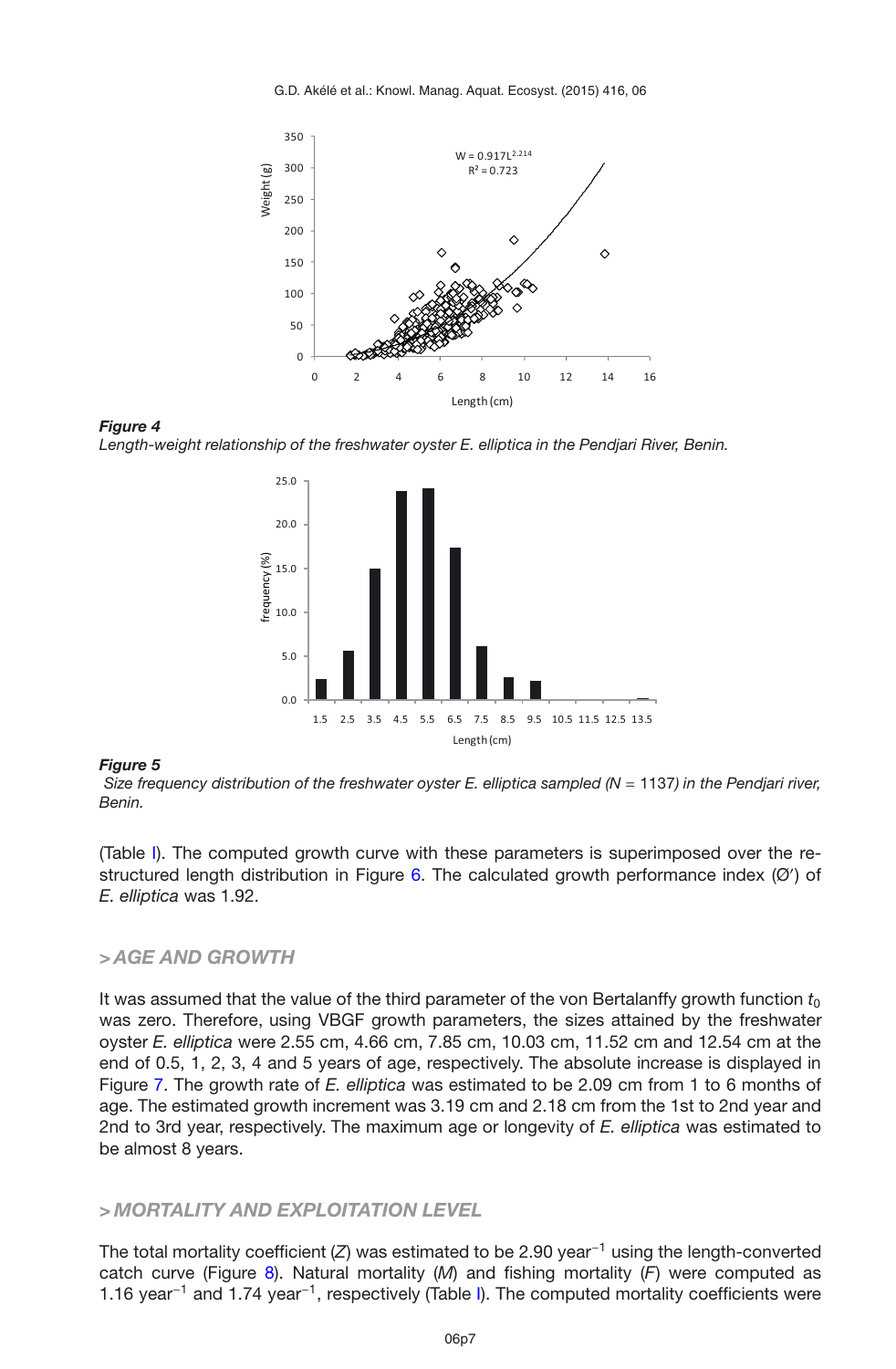*Figure 4*
*Length-weight relationship of the freshwater oyster E. elliptica in the Pendjari River, Benin.*

*Figure 5*
*Size frequency distribution of the freshwater oyster E. elliptica sampled (N = 1137) in the Pendjari river, Benin.*

(Table I). The computed growth curve with these parameters is superimposed over the restructured length distribution in Figure 6. The calculated growth performance index (Ø′) of *E. elliptica* was 1.92.

## > AGE AND GROWTH

It was assumed that the value of the third parameter of the von Bertalanffy growth function $t_0$ was zero. Therefore, using VBGF growth parameters, the sizes attained by the freshwater oyster *E. elliptica* were 2.55 cm, 4.66 cm, 7.85 cm, 10.03 cm, 11.52 cm and 12.54 cm at the end of 0.5, 1, 2, 3, 4 and 5 years of age, respectively. The absolute increase is displayed in Figure 7. The growth rate of *E. elliptica* was estimated to be 2.09 cm from 1 to 6 months of age. The estimated growth increment was 3.19 cm and 2.18 cm from the 1st to 2nd year and 2nd to 3rd year, respectively. The maximum age or longevity of *E. elliptica* was estimated to be almost 8 years.

## > MORTALITY AND EXPLOITATION LEVEL

The total mortality coefficient ($Z$) was estimated to be 2.90 year$^{-1}$ using the length-converted catch curve (Figure 8). Natural mortality ($M$) and fishing mortality ($F$) were computed as 1.16 year$^{-1}$ and 1.74 year$^{-1}$, respectively (Table I). The computed mortality coefficients were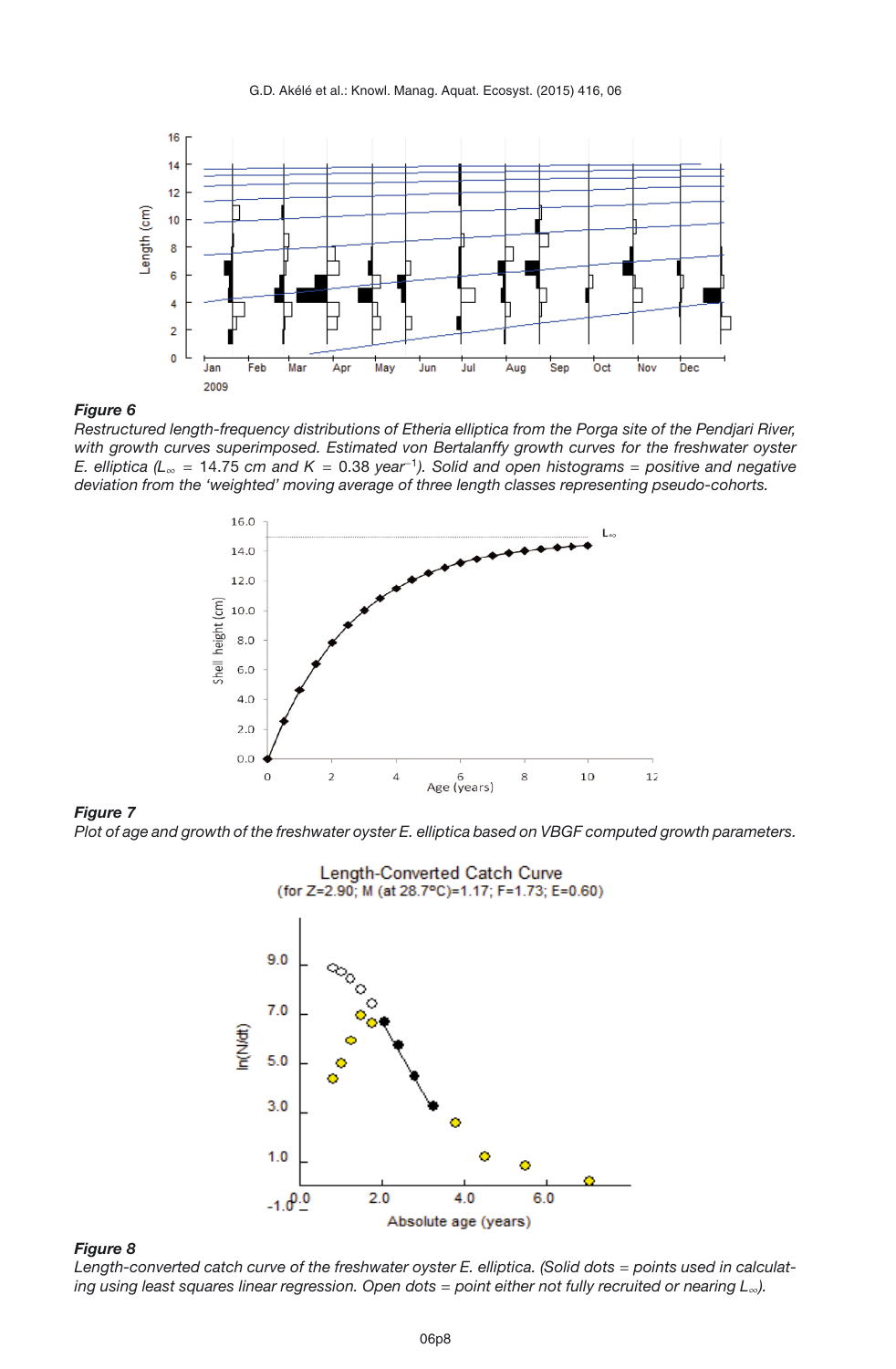**Figure 6**

*Restructured length-frequency distributions of Etheria elliptica from the Porga site of the Pendjari River, with growth curves superimposed. Estimated von Bertalanffy growth curves for the freshwater oyster E. elliptica ($L_\infty$ = 14.75 cm and K = 0.38 year$^{-1}$). Solid and open histograms = positive and negative deviation from the 'weighted' moving average of three length classes representing pseudo-cohorts.*

**Figure 7**

*Plot of age and growth of the freshwater oyster E. elliptica based on VBGF computed growth parameters.*

**Figure 8**

*Length-converted catch curve of the freshwater oyster E. elliptica. (Solid dots = points used in calculating using least squares linear regression. Open dots = point either not fully recruited or nearing $L_\infty$).*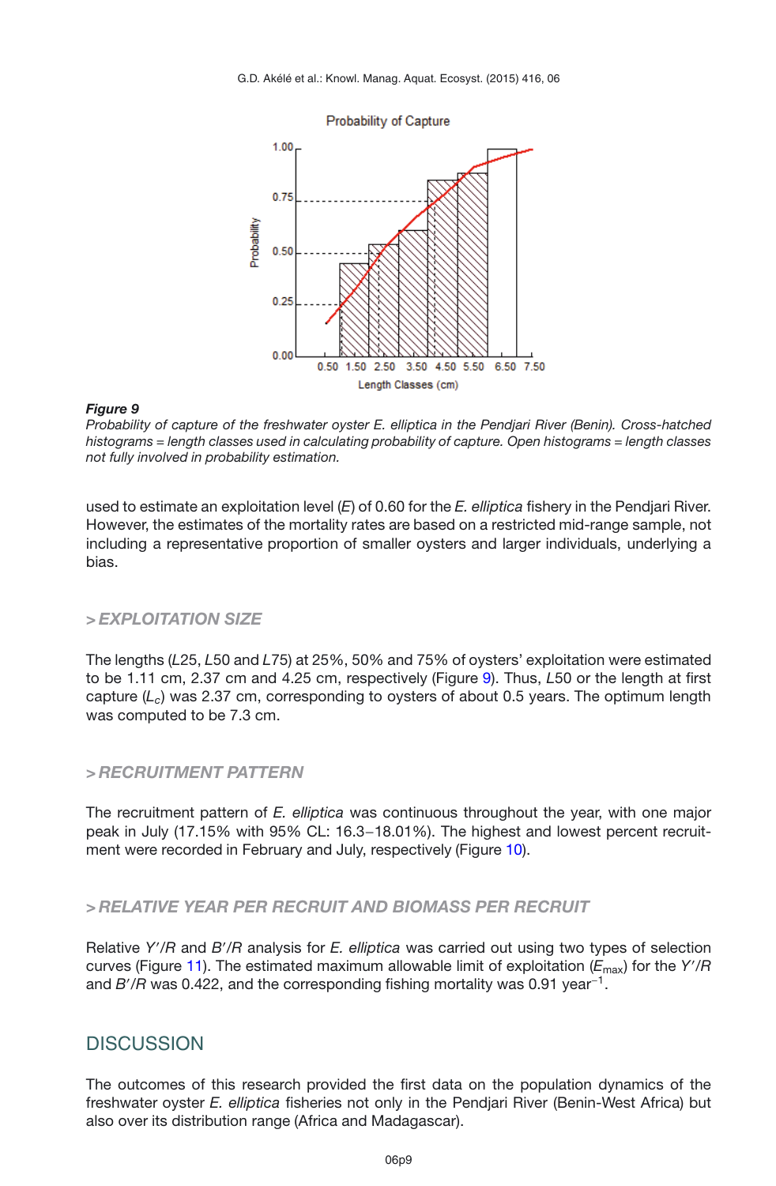***Figure 9***
*Probability of capture of the freshwater oyster E. elliptica in the Pendjari River (Benin). Cross-hatched histograms = length classes used in calculating probability of capture. Open histograms = length classes not fully involved in probability estimation.*

used to estimate an exploitation level ($E$) of 0.60 for the *E. elliptica* fishery in the Pendjari River. However, the estimates of the mortality rates are based on a restricted mid-range sample, not including a representative proportion of smaller oysters and larger individuals, underlying a bias.

## > EXPLOITATION SIZE

The lengths ($L25$, $L50$ and $L75$) at 25%, 50% and 75% of oysters' exploitation were estimated to be 1.11 cm, 2.37 cm and 4.25 cm, respectively (Figure 9). Thus, $L50$ or the length at first capture ($L_c$) was 2.37 cm, corresponding to oysters of about 0.5 years. The optimum length was computed to be 7.3 cm.

## > RECRUITMENT PATTERN

The recruitment pattern of *E. elliptica* was continuous throughout the year, with one major peak in July (17.15% with 95% CL: 16.3–18.01%). The highest and lowest percent recruitment were recorded in February and July, respectively (Figure 10).

## > RELATIVE YEAR PER RECRUIT AND BIOMASS PER RECRUIT

Relative $Y'/R$ and $B'/R$ analysis for *E. elliptica* was carried out using two types of selection curves (Figure 11). The estimated maximum allowable limit of exploitation ($E_{max}$) for the $Y'/R$ and $B'/R$ was 0.422, and the corresponding fishing mortality was 0.91 year$^{-1}$.

# DISCUSSION

The outcomes of this research provided the first data on the population dynamics of the freshwater oyster *E. elliptica* fisheries not only in the Pendjari River (Benin-West Africa) but also over its distribution range (Africa and Madagascar).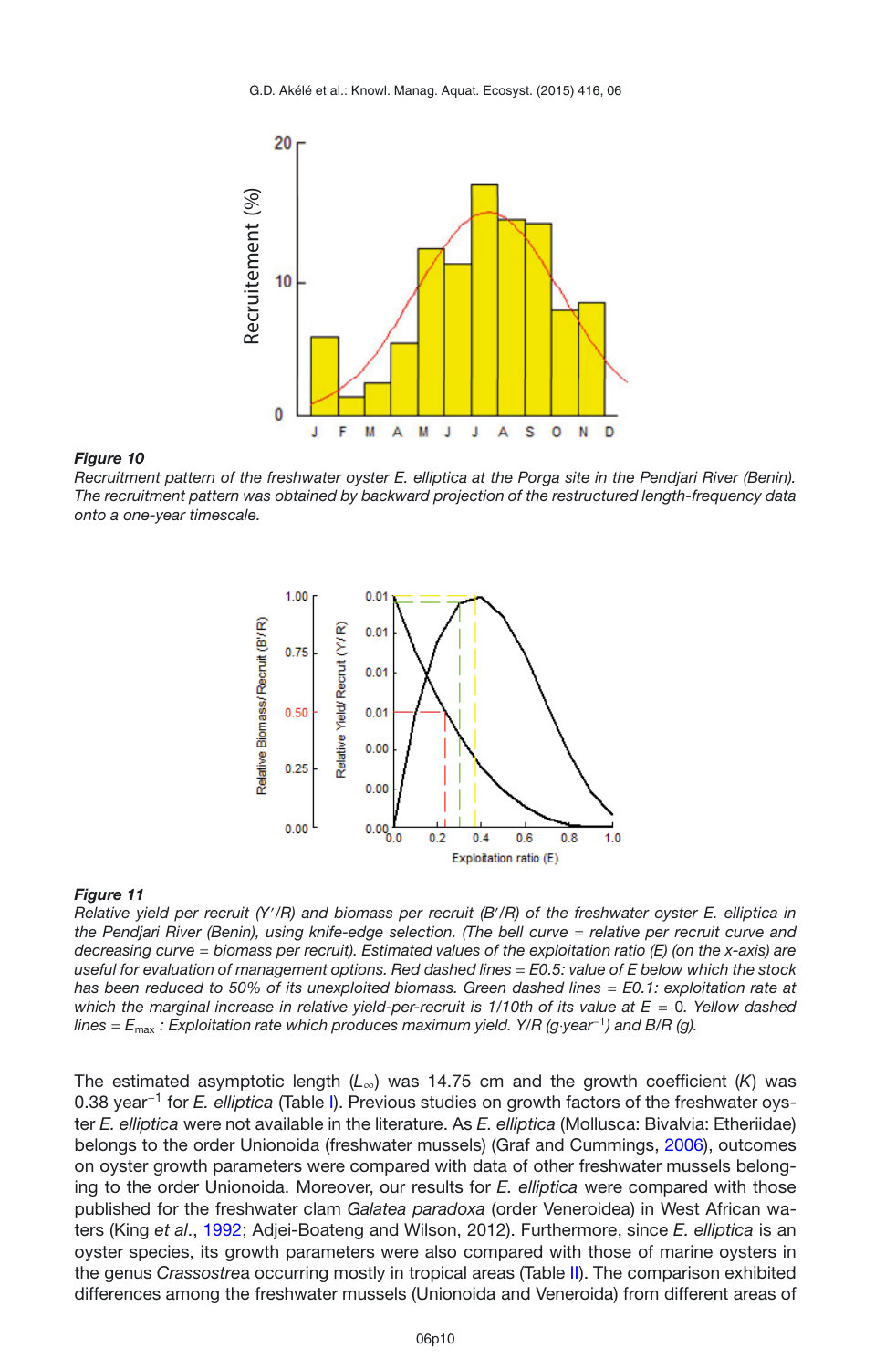***Figure 10***

*Recruitment pattern of the freshwater oyster E. elliptica at the Porga site in the Pendjari River (Benin). The recruitment pattern was obtained by backward projection of the restructured length-frequency data onto a one-year timescale.*

***Figure 11***

*Relative yield per recruit (Y′/R) and biomass per recruit (B′/R) of the freshwater oyster E. elliptica in the Pendjari River (Benin), using knife-edge selection. (The bell curve = relative per recruit curve and decreasing curve = biomass per recruit). Estimated values of the exploitation ratio (E) (on the x-axis) are useful for evaluation of management options. Red dashed lines = E0.5: value of E below which the stock has been reduced to 50% of its unexploited biomass. Green dashed lines = E0.1: exploitation rate at which the marginal increase in relative yield-per-recruit is 1/10th of its value at E = 0. Yellow dashed lines =* $E_{max}$ *: Exploitation rate which produces maximum yield. Y/R (g·year*$^{-1}$*) and B/R (g).*

The estimated asymptotic length ($L_\infty$) was 14.75 cm and the growth coefficient ($K$) was 0.38 year$^{-1}$ for *E. elliptica* (Table I). Previous studies on growth factors of the freshwater oyster *E. elliptica* were not available in the literature. As *E. elliptica* (Mollusca: Bivalvia: Etheriidae) belongs to the order Unionoida (freshwater mussels) (Graf and Cummings, 2006), outcomes on oyster growth parameters were compared with data of other freshwater mussels belonging to the order Unionoida. Moreover, our results for *E. elliptica* were compared with those published for the freshwater clam *Galatea paradoxa* (order Veneroidea) in West African waters (King *et al*., 1992; Adjei-Boateng and Wilson, 2012). Furthermore, since *E. elliptica* is an oyster species, its growth parameters were also compared with those of marine oysters in the genus *Crassostrea* occurring mostly in tropical areas (Table II). The comparison exhibited differences among the freshwater mussels (Unionoida and Veneroida) from different areas of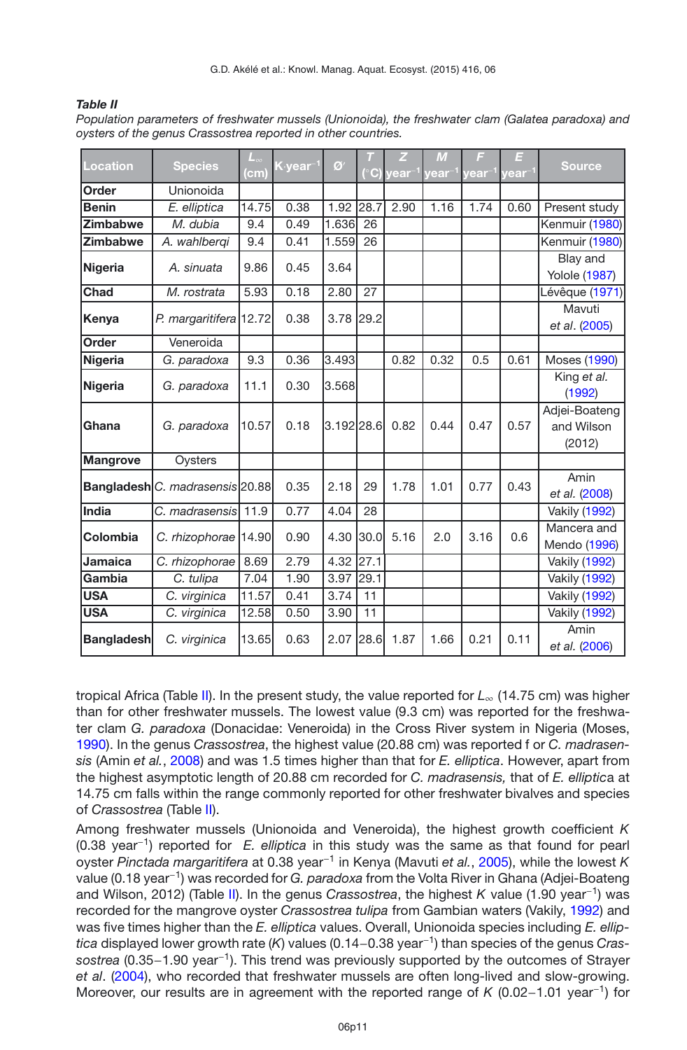***Table II***

*Population parameters of freshwater mussels (Unionoida), the freshwater clam (Galatea paradoxa) and oysters of the genus Crassostrea reported in other countries.*

| Location | Species | $L_\infty$ (cm) | K year$^{-1}$ | Ø′ | T (°C) | Z year$^{-1}$ | M year$^{-1}$ | F year$^{-1}$ | E year$^{-1}$ | Source |
|---|---|---|---|---|---|---|---|---|---|---|
| **Order** | Unionoida | | | | | | | | | |
| **Benin** | *E. elliptica* | 14.75 | 0.38 | 1.92 | 28.7 | 2.90 | 1.16 | 1.74 | 0.60 | Present study |
| **Zimbabwe** | *M. dubia* | 9.4 | 0.49 | 1.636 | 26 | | | | | Kenmuir (1980) |
| **Zimbabwe** | *A. wahlberqi* | 9.4 | 0.41 | 1.559 | 26 | | | | | Kenmuir (1980) |
| **Nigeria** | *A. sinuata* | 9.86 | 0.45 | 3.64 | | | | | | Blay and Yolole (1987) |
| **Chad** | *M. rostrata* | 5.93 | 0.18 | 2.80 | 27 | | | | | Lévêque (1971) |
| **Kenya** | *P. margaritifera* | 12.72 | 0.38 | 3.78 | 29.2 | | | | | Mavuti *et al*. (2005) |
| **Order** | Veneroida | | | | | | | | | |
| **Nigeria** | *G. paradoxa* | 9.3 | 0.36 | 3.493 | | 0.82 | 0.32 | 0.5 | 0.61 | Moses (1990) |
| **Nigeria** | *G. paradoxa* | 11.1 | 0.30 | 3.568 | | | | | | King *et al.* (1992) |
| **Ghana** | *G. paradoxa* | 10.57 | 0.18 | 3.192 | 28.6 | 0.82 | 0.44 | 0.47 | 0.57 | Adjei-Boateng and Wilson (2012) |
| **Mangrove** | Oysters | | | | | | | | | |
| **Bangladesh** | *C. madrasensis* | 20.88 | 0.35 | 2.18 | 29 | 1.78 | 1.01 | 0.77 | 0.43 | Amin *et al.* (2008) |
| **India** | *C. madrasensis* | 11.9 | 0.77 | 4.04 | 28 | | | | | Vakily (1992) |
| **Colombia** | *C. rhizophorae* | 14.90 | 0.90 | 4.30 | 30.0 | 5.16 | 2.0 | 3.16 | 0.6 | Mancera and Mendo (1996) |
| **Jamaica** | *C. rhizophorae* | 8.69 | 2.79 | 4.32 | 27.1 | | | | | Vakily (1992) |
| **Gambia** | *C. tulipa* | 7.04 | 1.90 | 3.97 | 29.1 | | | | | Vakily (1992) |
| **USA** | *C. virginica* | 11.57 | 0.41 | 3.74 | 11 | | | | | Vakily (1992) |
| **USA** | *C. virginica* | 12.58 | 0.50 | 3.90 | 11 | | | | | Vakily (1992) |
| **Bangladesh** | *C. virginica* | 13.65 | 0.63 | 2.07 | 28.6 | 1.87 | 1.66 | 0.21 | 0.11 | Amin *et al.* (2006) |

tropical Africa (Table II). In the present study, the value reported for $L_\infty$ (14.75 cm) was higher than for other freshwater mussels. The lowest value (9.3 cm) was reported for the freshwater clam *G. paradoxa* (Donacidae: Veneroida) in the Cross River system in Nigeria (Moses, 1990). In the genus *Crassostrea*, the highest value (20.88 cm) was reported f or *C. madrasensis* (Amin *et al.*, 2008) and was 1.5 times higher than that for *E. elliptica*. However, apart from the highest asymptotic length of 20.88 cm recorded for *C. madrasensis,* that of *E. elliptica* at 14.75 cm falls within the range commonly reported for other freshwater bivalves and species of *Crassostrea* (Table II).

Among freshwater mussels (Unionoida and Veneroida), the highest growth coefficient *K* (0.38 year$^{-1}$) reported for *E. elliptica* in this study was the same as that found for pearl oyster *Pinctada margaritifera* at 0.38 year$^{-1}$ in Kenya (Mavuti *et al.*, 2005), while the lowest *K* value (0.18 year$^{-1}$) was recorded for *G. paradoxa* from the Volta River in Ghana (Adjei-Boateng and Wilson, 2012) (Table II). In the genus *Crassostrea*, the highest *K* value (1.90 year$^{-1}$) was recorded for the mangrove oyster *Crassostrea tulipa* from Gambian waters (Vakily, 1992) and was five times higher than the *E. elliptica* values. Overall, Unionoida species including *E. elliptica* displayed lower growth rate (*K*) values (0.14–0.38 year$^{-1}$) than species of the genus *Crassostrea* (0.35–1.90 year$^{-1}$). This trend was previously supported by the outcomes of Strayer *et al*. (2004), who recorded that freshwater mussels are often long-lived and slow-growing. Moreover, our results are in agreement with the reported range of *K* (0.02–1.01 year$^{-1}$) for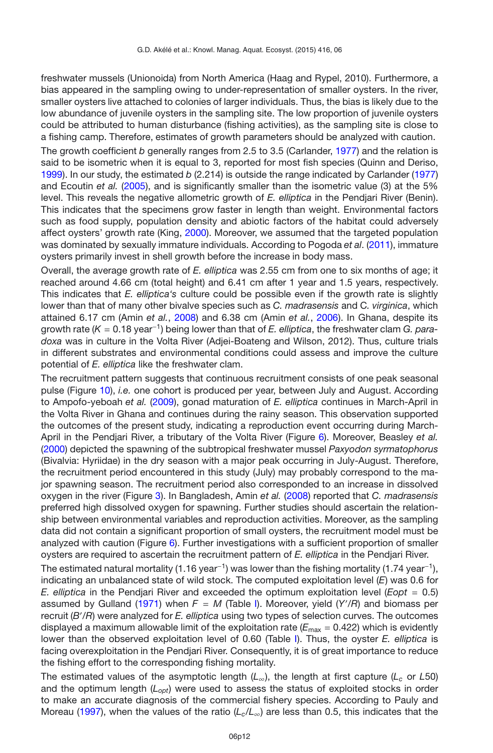freshwater mussels (Unionoida) from North America (Haag and Rypel, 2010). Furthermore, a bias appeared in the sampling owing to under-representation of smaller oysters. In the river, smaller oysters live attached to colonies of larger individuals. Thus, the bias is likely due to the low abundance of juvenile oysters in the sampling site. The low proportion of juvenile oysters could be attributed to human disturbance (fishing activities), as the sampling site is close to a fishing camp. Therefore, estimates of growth parameters should be analyzed with caution.

The growth coefficient *b* generally ranges from 2.5 to 3.5 (Carlander, 1977) and the relation is said to be isometric when it is equal to 3, reported for most fish species (Quinn and Deriso, 1999). In our study, the estimated *b* (2.214) is outside the range indicated by Carlander (1977) and Ecoutin *et al.* (2005), and is significantly smaller than the isometric value (3) at the 5% level. This reveals the negative allometric growth of *E. elliptica* in the Pendjari River (Benin). This indicates that the specimens grow faster in length than weight. Environmental factors such as food supply, population density and abiotic factors of the habitat could adversely affect oysters' growth rate (King, 2000). Moreover, we assumed that the targeted population was dominated by sexually immature individuals. According to Pogoda *et al*. (2011), immature oysters primarily invest in shell growth before the increase in body mass.

Overall, the average growth rate of *E. elliptica* was 2.55 cm from one to six months of age; it reached around 4.66 cm (total height) and 6.41 cm after 1 year and 1.5 years, respectively. This indicates that *E. elliptica's* culture could be possible even if the growth rate is slightly lower than that of many other bivalve species such as *C. madrasensis* and *C. virginica*, which attained 6.17 cm (Amin *et al.*, 2008) and 6.38 cm (Amin *et al.*, 2006). In Ghana, despite its growth rate ($K = 0.18$ year$^{-1}$) being lower than that of *E. elliptica*, the freshwater clam *G. paradoxa* was in culture in the Volta River (Adjei-Boateng and Wilson, 2012). Thus, culture trials in different substrates and environmental conditions could assess and improve the culture potential of *E. elliptica* like the freshwater clam.

The recruitment pattern suggests that continuous recruitment consists of one peak seasonal pulse (Figure 10), *i.e.* one cohort is produced per year, between July and August. According to Ampofo-yeboah *et al.* (2009), gonad maturation of *E. elliptica* continues in March-April in the Volta River in Ghana and continues during the rainy season. This observation supported the outcomes of the present study, indicating a reproduction event occurring during March-April in the Pendjari River, a tributary of the Volta River (Figure 6). Moreover, Beasley *et al.* (2000) depicted the spawning of the subtropical freshwater mussel *Paxyodon syrmatophorus* (Bivalvia: Hyriidae) in the dry season with a major peak occurring in July-August. Therefore, the recruitment period encountered in this study (July) may probably correspond to the major spawning season. The recruitment period also corresponded to an increase in dissolved oxygen in the river (Figure 3). In Bangladesh, Amin *et al.* (2008) reported that *C. madrasensis* preferred high dissolved oxygen for spawning. Further studies should ascertain the relationship between environmental variables and reproduction activities. Moreover, as the sampling data did not contain a significant proportion of small oysters, the recruitment model must be analyzed with caution (Figure 6). Further investigations with a sufficient proportion of smaller oysters are required to ascertain the recruitment pattern of *E. elliptica* in the Pendjari River.

The estimated natural mortality (1.16 year$^{-1}$) was lower than the fishing mortality (1.74 year$^{-1}$), indicating an unbalanced state of wild stock. The computed exploitation level ($E$) was 0.6 for *E. elliptica* in the Pendjari River and exceeded the optimum exploitation level ($Eopt = 0.5$) assumed by Gulland (1971) when $F = M$ (Table I). Moreover, yield ($Y'/R$) and biomass per recruit ($B'/R$) were analyzed for *E. elliptica* using two types of selection curves. The outcomes displayed a maximum allowable limit of the exploitation rate ($E_{max} = 0.422$) which is evidently lower than the observed exploitation level of 0.60 (Table I). Thus, the oyster *E. elliptica* is facing overexploitation in the Pendjari River. Consequently, it is of great importance to reduce the fishing effort to the corresponding fishing mortality.

The estimated values of the asymptotic length ($L_\infty$), the length at first capture ($L_c$ or $L50$) and the optimum length ($L_{opt}$) were used to assess the status of exploited stocks in order to make an accurate diagnosis of the commercial fishery species. According to Pauly and Moreau (1997), when the values of the ratio ($L_c/L_\infty$) are less than 0.5, this indicates that the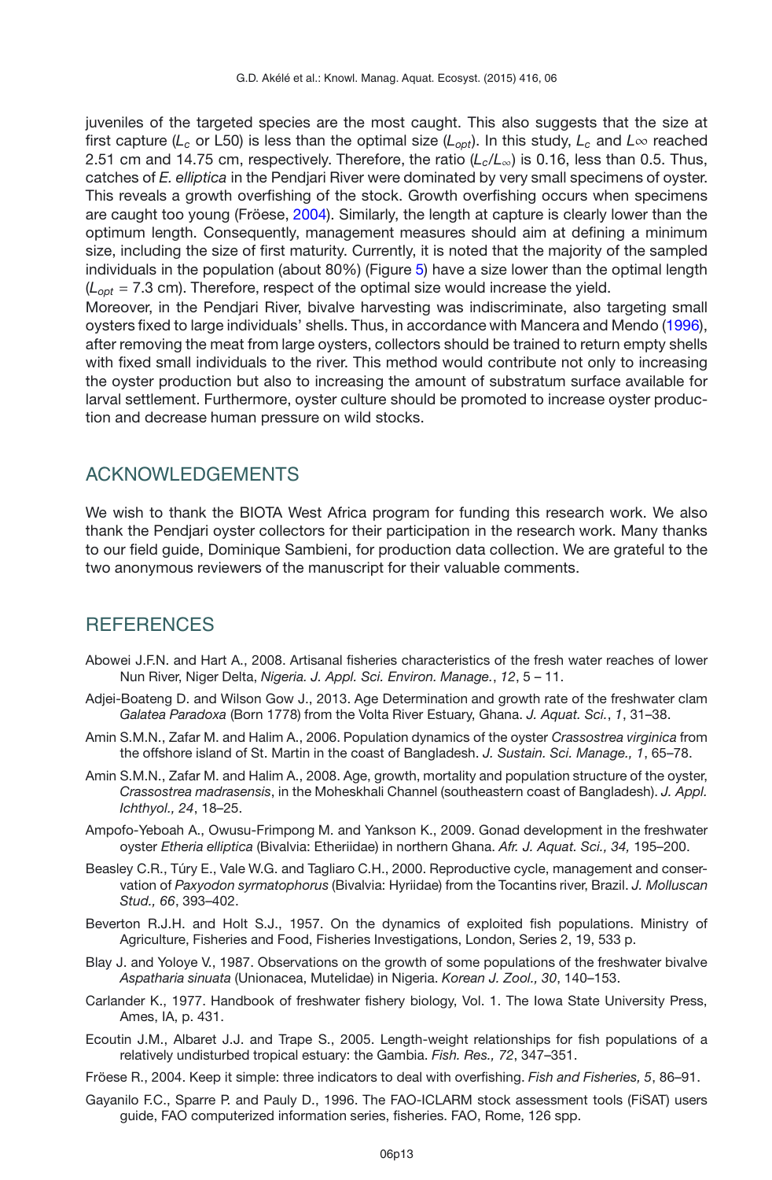juveniles of the targeted species are the most caught. This also suggests that the size at first capture ($L_c$ or L50) is less than the optimal size ($L_{opt}$). In this study, $L_c$ and $L_\infty$ reached 2.51 cm and 14.75 cm, respectively. Therefore, the ratio ($L_c/L_\infty$) is 0.16, less than 0.5. Thus, catches of *E. elliptica* in the Pendjari River were dominated by very small specimens of oyster. This reveals a growth overfishing of the stock. Growth overfishing occurs when specimens are caught too young (Fröese, 2004). Similarly, the length at capture is clearly lower than the optimum length. Consequently, management measures should aim at defining a minimum size, including the size of first maturity. Currently, it is noted that the majority of the sampled individuals in the population (about 80%) (Figure 5) have a size lower than the optimal length ($L_{opt}$ = 7.3 cm). Therefore, respect of the optimal size would increase the yield.

Moreover, in the Pendjari River, bivalve harvesting was indiscriminate, also targeting small oysters fixed to large individuals' shells. Thus, in accordance with Mancera and Mendo (1996), after removing the meat from large oysters, collectors should be trained to return empty shells with fixed small individuals to the river. This method would contribute not only to increasing the oyster production but also to increasing the amount of substratum surface available for larval settlement. Furthermore, oyster culture should be promoted to increase oyster production and decrease human pressure on wild stocks.

## ACKNOWLEDGEMENTS

We wish to thank the BIOTA West Africa program for funding this research work. We also thank the Pendjari oyster collectors for their participation in the research work. Many thanks to our field guide, Dominique Sambieni, for production data collection. We are grateful to the two anonymous reviewers of the manuscript for their valuable comments.

## REFERENCES

Abowei J.F.N. and Hart A., 2008. Artisanal fisheries characteristics of the fresh water reaches of lower Nun River, Niger Delta, *Nigeria. J. Appl. Sci. Environ. Manage.*, *12*, 5 – 11.

Adjei-Boateng D. and Wilson Gow J., 2013. Age Determination and growth rate of the freshwater clam *Galatea Paradoxa* (Born 1778) from the Volta River Estuary, Ghana. *J. Aquat. Sci.*, *1*, 31–38.

Amin S.M.N., Zafar M. and Halim A., 2006. Population dynamics of the oyster *Crassostrea virginica* from the offshore island of St. Martin in the coast of Bangladesh. *J. Sustain. Sci. Manage., 1*, 65–78.

Amin S.M.N., Zafar M. and Halim A., 2008. Age, growth, mortality and population structure of the oyster, *Crassostrea madrasensis*, in the Moheskhali Channel (southeastern coast of Bangladesh). *J. Appl. Ichthyol., 24*, 18–25.

Ampofo-Yeboah A., Owusu-Frimpong M. and Yankson K., 2009. Gonad development in the freshwater oyster *Etheria elliptica* (Bivalvia: Etheriidae) in northern Ghana. *Afr. J. Aquat. Sci., 34,* 195–200.

Beasley C.R., Túry E., Vale W.G. and Tagliaro C.H., 2000. Reproductive cycle, management and conservation of *Paxyodon syrmatophorus* (Bivalvia: Hyriidae) from the Tocantins river, Brazil. *J. Molluscan Stud., 66*, 393–402.

Beverton R.J.H. and Holt S.J., 1957. On the dynamics of exploited fish populations. Ministry of Agriculture, Fisheries and Food, Fisheries Investigations, London, Series 2, 19, 533 p.

Blay J. and Yoloye V., 1987. Observations on the growth of some populations of the freshwater bivalve *Aspatharia sinuata* (Unionacea, Mutelidae) in Nigeria. *Korean J. Zool., 30*, 140–153.

Carlander K., 1977. Handbook of freshwater fishery biology, Vol. 1. The Iowa State University Press, Ames, IA, p. 431.

Ecoutin J.M., Albaret J.J. and Trape S., 2005. Length-weight relationships for fish populations of a relatively undisturbed tropical estuary: the Gambia. *Fish. Res., 72*, 347–351.

Fröese R., 2004. Keep it simple: three indicators to deal with overfishing. *Fish and Fisheries, 5*, 86–91.

Gayanilo F.C., Sparre P. and Pauly D., 1996. The FAO-ICLARM stock assessment tools (FiSAT) users guide, FAO computerized information series, fisheries. FAO, Rome, 126 spp.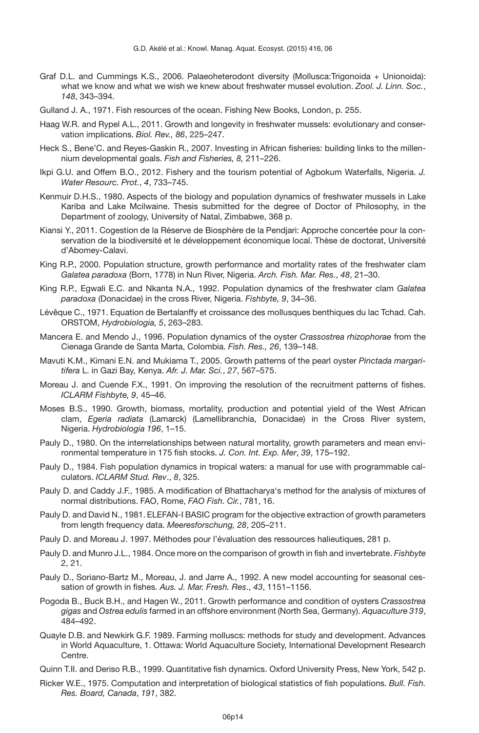Graf D.L. and Cummings K.S., 2006. Palaeoheterodont diversity (Mollusca:Trigonoida + Unionoida): what we know and what we wish we knew about freshwater mussel evolution. *Zool. J. Linn. Soc.*, *148*, 343–394.

Gulland J. A., 1971. Fish resources of the ocean. Fishing New Books, London, p. 255.

Haag W.R. and Rypel A.L., 2011. Growth and longevity in freshwater mussels: evolutionary and conservation implications. *Biol. Rev., 86*, 225–247.

Heck S., Bene'C. and Reyes-Gaskin R., 2007. Investing in African fisheries: building links to the millennium developmental goals. *Fish and Fisheries, 8,* 211–226.

Ikpi G.U. and Offem B.O., 2012. Fishery and the tourism potential of Agbokum Waterfalls, Nigeria. *J. Water Resourc. Prot.*, *4*, 733–745.

Kenmuir D.H.S., 1980. Aspects of the biology and population dynamics of freshwater mussels in Lake Kariba and Lake Mcilwaine. Thesis submitted for the degree of Doctor of Philosophy, in the Department of zoology, University of Natal, Zimbabwe, 368 p.

Kiansi Y., 2011. Cogestion de la Réserve de Biosphère de la Pendjari: Approche concertée pour la conservation de la biodiversité et le développement économique local. Thèse de doctorat, Université d'Abomey-Calavi.

King R.P., 2000. Population structure, growth performance and mortality rates of the freshwater clam *Galatea paradoxa* (Born, 1778) in Nun River, Nigeria. *Arch. Fish. Mar. Res.*, *48*, 21–30.

King R.P., Egwali E.C. and Nkanta N.A., 1992. Population dynamics of the freshwater clam *Galatea paradoxa* (Donacidae) in the cross River, Nigeria. *Fishbyte, 9*, 34–36.

Lévêque C., 1971. Equation de Bertalanffy et croissance des mollusques benthiques du lac Tchad. Cah. ORSTOM, *Hydrobiologia, 5*, 263–283.

Mancera E. and Mendo J., 1996. Population dynamics of the oyster *Crassostrea rhizophorae* from the Cienaga Grande de Santa Marta, Colombia. *Fish. Res., 26*, 139–148.

Mavuti K.M., Kimani E.N. and Mukiama T., 2005. Growth patterns of the pearl oyster *Pinctada margaritifera* L. in Gazi Bay, Kenya. *Afr. J. Mar. Sci.*, *27*, 567–575.

Moreau J. and Cuende F.X., 1991. On improving the resolution of the recruitment patterns of fishes. *ICLARM Fishbyte, 9*, 45–46.

Moses B.S., 1990. Growth, biomass, mortality, production and potential yield of the West African clam, *Egeria radiata* (Lamarck) (Lamellibranchia, Donacidae) in the Cross River system, Nigeria. *Hydrobiologia 196*, 1–15.

Pauly D., 1980. On the interrelationships between natural mortality, growth parameters and mean environmental temperature in 175 fish stocks. *J. Con. Int. Exp. Mer*, *39*, 175–192.

Pauly D., 1984. Fish population dynamics in tropical waters: a manual for use with programmable calculators. *ICLARM Stud. Rev*., *8*, 325.

Pauly D. and Caddy J.F., 1985. A modification of Bhattacharya's method for the analysis of mixtures of normal distributions. FAO, Rome, *FAO Fish. Cir.*, 781, 16.

Pauly D. and David N., 1981. ELEFAN-I BASIC program for the objective extraction of growth parameters from length frequency data. *Meeresforschung, 28*, 205–211.

Pauly D. and Moreau J. 1997. Méthodes pour l'évaluation des ressources halieutiques, 281 p.

Pauly D. and Munro J.L., 1984. Once more on the comparison of growth in fish and invertebrate. *Fishbyte* 2, 21.

Pauly D., Soriano-Bartz M., Moreau, J. and Jarre A., 1992. A new model accounting for seasonal cessation of growth in fishes. *Aus. J. Mar. Fresh. Res*., *43*, 1151–1156.

Pogoda B., Buck B.H., and Hagen W., 2011. Growth performance and condition of oysters *Crassostrea gigas* and *Ostrea edulis* farmed in an offshore environment (North Sea, Germany). *Aquaculture 319*, 484–492.

Quayle D.B. and Newkirk G.F. 1989. Farming molluscs: methods for study and development. Advances in World Aquaculture, 1. Ottawa: World Aquaculture Society, International Development Research Centre.

Quinn T.II. and Deriso R.B., 1999. Quantitative fish dynamics. Oxford University Press, New York, 542 p.

Ricker W.E., 1975. Computation and interpretation of biological statistics of fish populations. *Bull. Fish. Res. Board, Canada*, *191*, 382.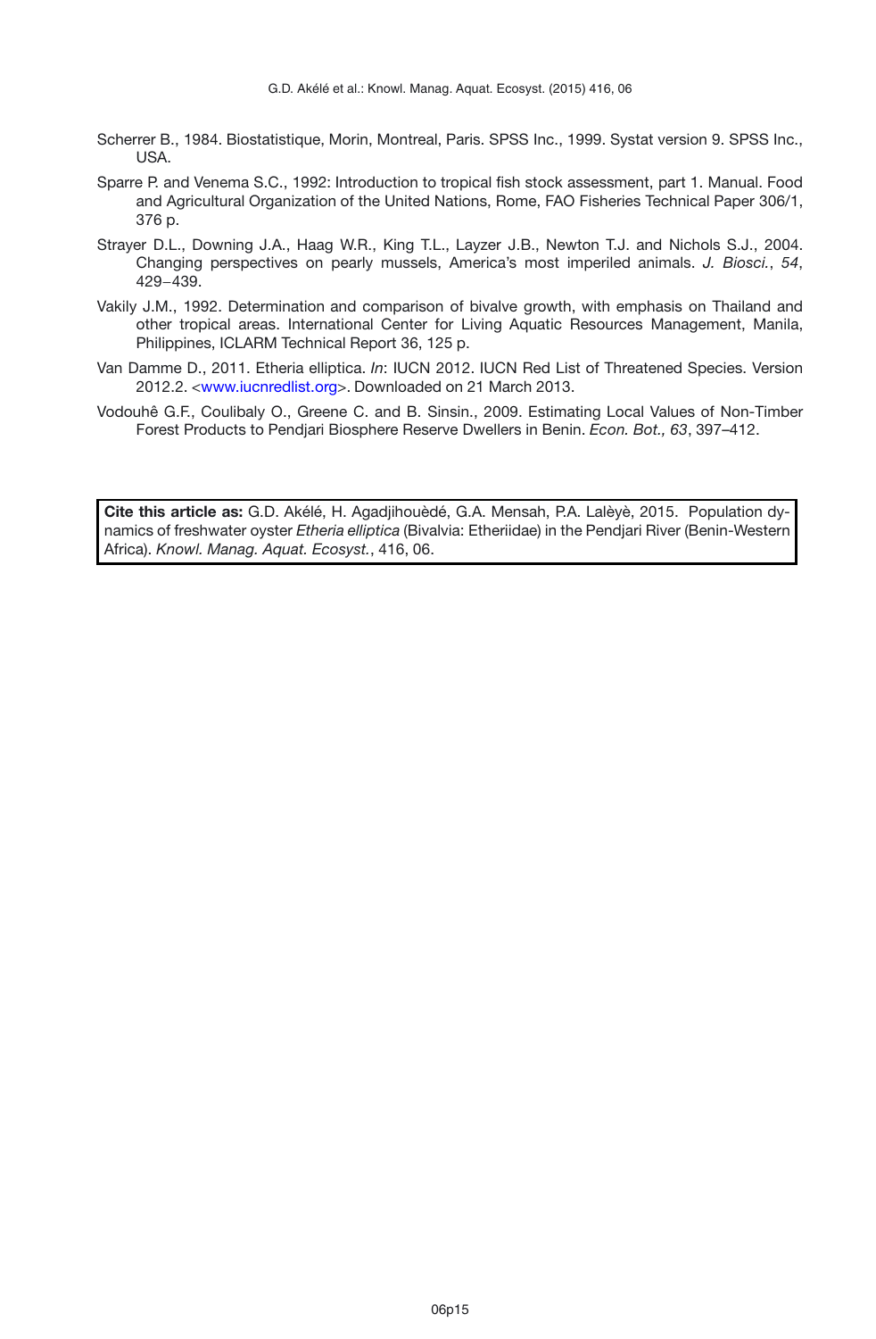Scherrer B., 1984. Biostatistique, Morin, Montreal, Paris. SPSS Inc., 1999. Systat version 9. SPSS Inc., USA.

Sparre P. and Venema S.C., 1992: Introduction to tropical fish stock assessment, part 1. Manual. Food and Agricultural Organization of the United Nations, Rome, FAO Fisheries Technical Paper 306/1, 376 p.

Strayer D.L., Downing J.A., Haag W.R., King T.L., Layzer J.B., Newton T.J. and Nichols S.J., 2004. Changing perspectives on pearly mussels, America's most imperiled animals. *J. Biosci.*, *54*, 429–439.

Vakily J.M., 1992. Determination and comparison of bivalve growth, with emphasis on Thailand and other tropical areas. International Center for Living Aquatic Resources Management, Manila, Philippines, ICLARM Technical Report 36, 125 p.

Van Damme D., 2011. Etheria elliptica. *In*: IUCN 2012. IUCN Red List of Threatened Species. Version 2012.2. <www.iucnredlist.org>. Downloaded on 21 March 2013.

Vodouhê G.F., Coulibaly O., Greene C. and B. Sinsin., 2009. Estimating Local Values of Non-Timber Forest Products to Pendjari Biosphere Reserve Dwellers in Benin. *Econ. Bot., 63*, 397–412.

**Cite this article as:** G.D. Akélé, H. Agadjihouèdé, G.A. Mensah, P.A. Lalèyè, 2015. Population dynamics of freshwater oyster *Etheria elliptica* (Bivalvia: Etheriidae) in the Pendjari River (Benin-Western Africa). *Knowl. Manag. Aquat. Ecosyst.*, 416, 06.